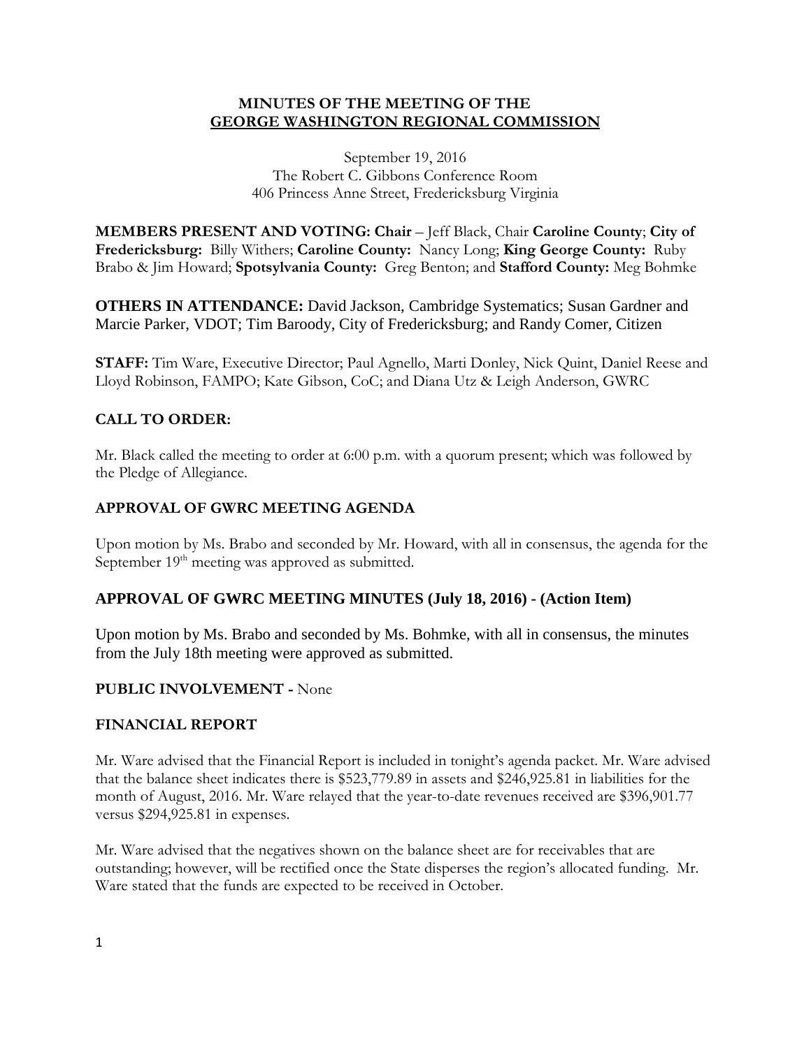**MINUTES OF THE MEETING OF THE**
**GEORGE WASHINGTON REGIONAL COMMISSION**

September 19, 2016
The Robert C. Gibbons Conference Room
406 Princess Anne Street, Fredericksburg Virginia

**MEMBERS PRESENT AND VOTING: Chair** – Jeff Black, Chair **Caroline County**; **City of Fredericksburg:** Billy Withers; **Caroline County:** Nancy Long; **King George County:** Ruby Brabo & Jim Howard; **Spotsylvania County:** Greg Benton; and **Stafford County:** Meg Bohmke

**OTHERS IN ATTENDANCE:** David Jackson, Cambridge Systematics; Susan Gardner and Marcie Parker, VDOT; Tim Baroody, City of Fredericksburg; and Randy Comer, Citizen

**STAFF:** Tim Ware, Executive Director; Paul Agnello, Marti Donley, Nick Quint, Daniel Reese and Lloyd Robinson, FAMPO; Kate Gibson, CoC; and Diana Utz & Leigh Anderson, GWRC

## CALL TO ORDER:

Mr. Black called the meeting to order at 6:00 p.m. with a quorum present; which was followed by the Pledge of Allegiance.

## APPROVAL OF GWRC MEETING AGENDA

Upon motion by Ms. Brabo and seconded by Mr. Howard, with all in consensus, the agenda for the September 19th meeting was approved as submitted.

## APPROVAL OF GWRC MEETING MINUTES (July 18, 2016) - (Action Item)

Upon motion by Ms. Brabo and seconded by Ms. Bohmke, with all in consensus, the minutes from the July 18th meeting were approved as submitted.

## PUBLIC INVOLVEMENT - None

## FINANCIAL REPORT

Mr. Ware advised that the Financial Report is included in tonight's agenda packet. Mr. Ware advised that the balance sheet indicates there is $523,779.89 in assets and $246,925.81 in liabilities for the month of August, 2016. Mr. Ware relayed that the year-to-date revenues received are $396,901.77 versus $294,925.81 in expenses.

Mr. Ware advised that the negatives shown on the balance sheet are for receivables that are outstanding; however, will be rectified once the State disperses the region's allocated funding. Mr. Ware stated that the funds are expected to be received in October.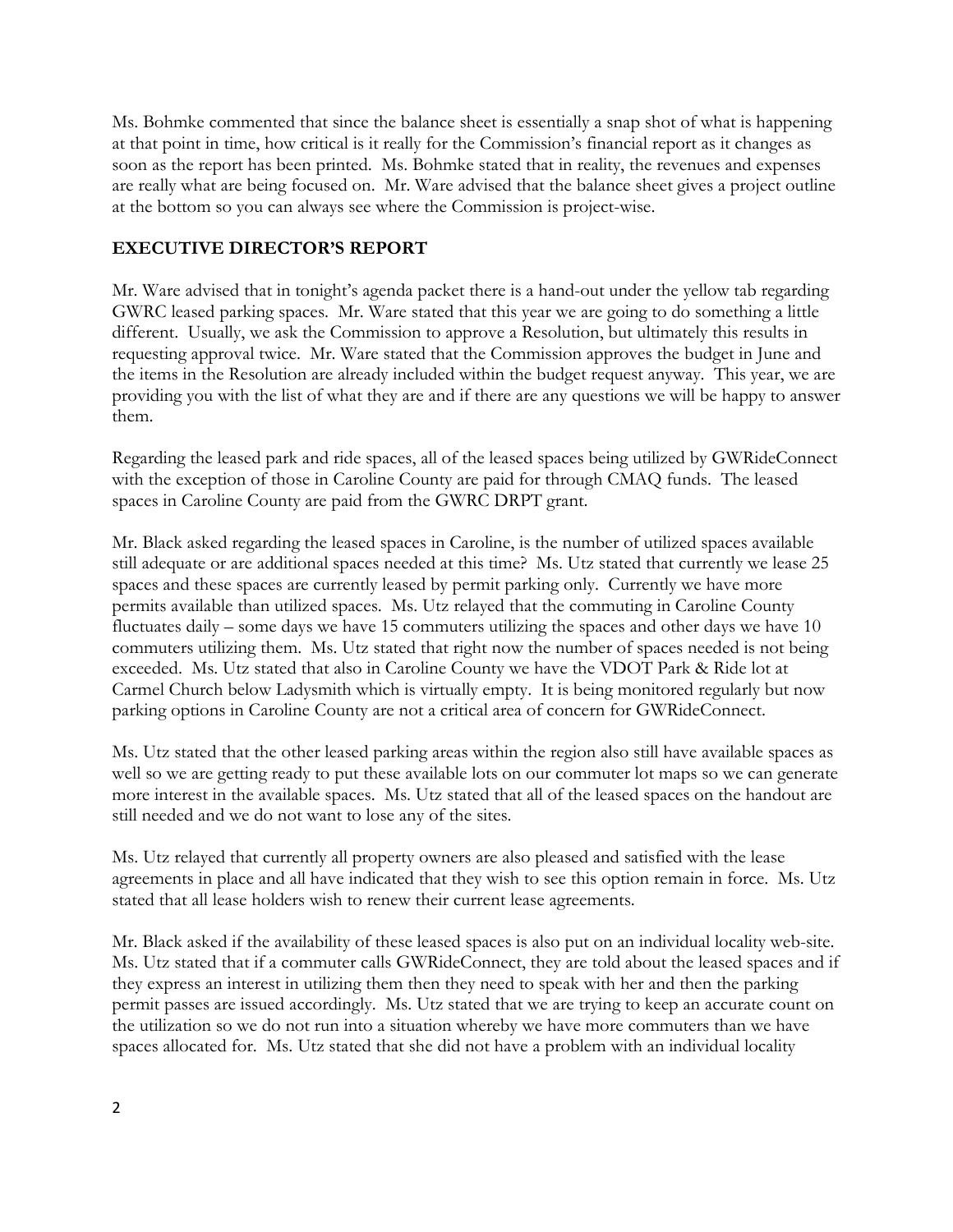Ms. Bohmke commented that since the balance sheet is essentially a snap shot of what is happening at that point in time, how critical is it really for the Commission's financial report as it changes as soon as the report has been printed. Ms. Bohmke stated that in reality, the revenues and expenses are really what are being focused on. Mr. Ware advised that the balance sheet gives a project outline at the bottom so you can always see where the Commission is project-wise.

## EXECUTIVE DIRECTOR'S REPORT

Mr. Ware advised that in tonight's agenda packet there is a hand-out under the yellow tab regarding GWRC leased parking spaces. Mr. Ware stated that this year we are going to do something a little different. Usually, we ask the Commission to approve a Resolution, but ultimately this results in requesting approval twice. Mr. Ware stated that the Commission approves the budget in June and the items in the Resolution are already included within the budget request anyway. This year, we are providing you with the list of what they are and if there are any questions we will be happy to answer them.

Regarding the leased park and ride spaces, all of the leased spaces being utilized by GWRideConnect with the exception of those in Caroline County are paid for through CMAQ funds. The leased spaces in Caroline County are paid from the GWRC DRPT grant.

Mr. Black asked regarding the leased spaces in Caroline, is the number of utilized spaces available still adequate or are additional spaces needed at this time? Ms. Utz stated that currently we lease 25 spaces and these spaces are currently leased by permit parking only. Currently we have more permits available than utilized spaces. Ms. Utz relayed that the commuting in Caroline County fluctuates daily – some days we have 15 commuters utilizing the spaces and other days we have 10 commuters utilizing them. Ms. Utz stated that right now the number of spaces needed is not being exceeded. Ms. Utz stated that also in Caroline County we have the VDOT Park & Ride lot at Carmel Church below Ladysmith which is virtually empty. It is being monitored regularly but now parking options in Caroline County are not a critical area of concern for GWRideConnect.

Ms. Utz stated that the other leased parking areas within the region also still have available spaces as well so we are getting ready to put these available lots on our commuter lot maps so we can generate more interest in the available spaces. Ms. Utz stated that all of the leased spaces on the handout are still needed and we do not want to lose any of the sites.

Ms. Utz relayed that currently all property owners are also pleased and satisfied with the lease agreements in place and all have indicated that they wish to see this option remain in force. Ms. Utz stated that all lease holders wish to renew their current lease agreements.

Mr. Black asked if the availability of these leased spaces is also put on an individual locality web-site. Ms. Utz stated that if a commuter calls GWRideConnect, they are told about the leased spaces and if they express an interest in utilizing them then they need to speak with her and then the parking permit passes are issued accordingly. Ms. Utz stated that we are trying to keep an accurate count on the utilization so we do not run into a situation whereby we have more commuters than we have spaces allocated for. Ms. Utz stated that she did not have a problem with an individual locality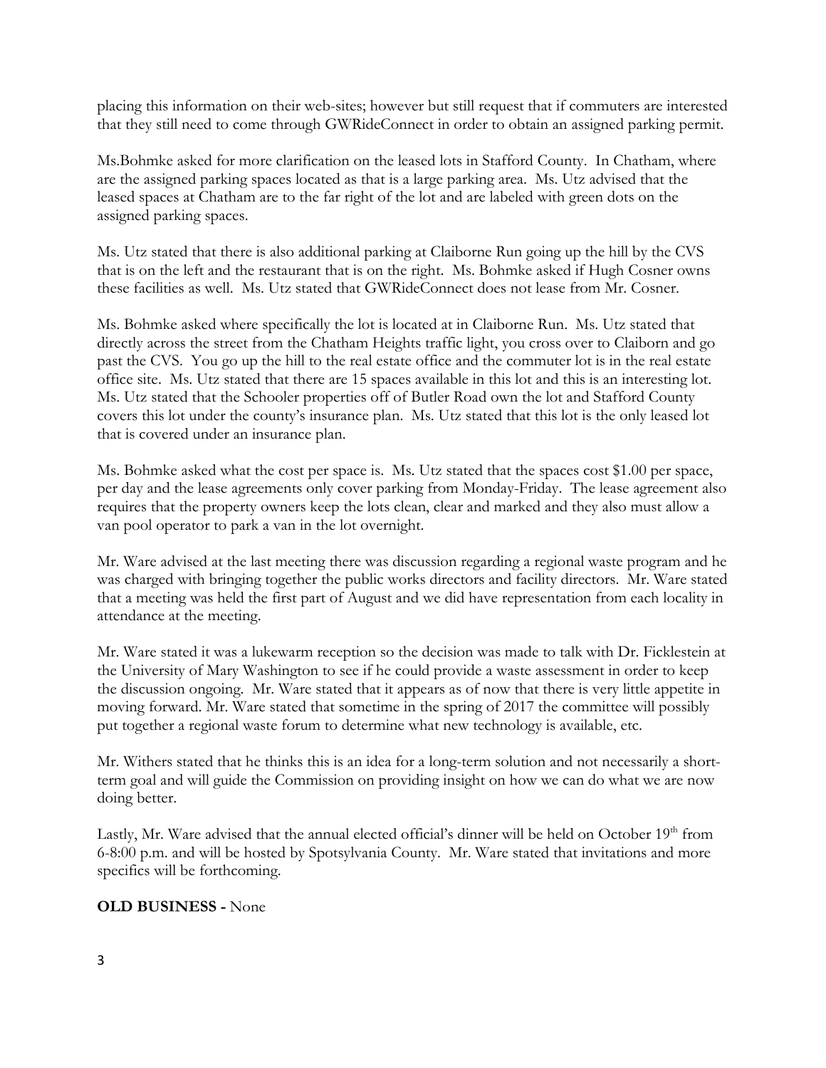placing this information on their web-sites; however but still request that if commuters are interested that they still need to come through GWRideConnect in order to obtain an assigned parking permit.

Ms.Bohmke asked for more clarification on the leased lots in Stafford County. In Chatham, where are the assigned parking spaces located as that is a large parking area. Ms. Utz advised that the leased spaces at Chatham are to the far right of the lot and are labeled with green dots on the assigned parking spaces.

Ms. Utz stated that there is also additional parking at Claiborne Run going up the hill by the CVS that is on the left and the restaurant that is on the right. Ms. Bohmke asked if Hugh Cosner owns these facilities as well. Ms. Utz stated that GWRideConnect does not lease from Mr. Cosner.

Ms. Bohmke asked where specifically the lot is located at in Claiborne Run. Ms. Utz stated that directly across the street from the Chatham Heights traffic light, you cross over to Claiborn and go past the CVS. You go up the hill to the real estate office and the commuter lot is in the real estate office site. Ms. Utz stated that there are 15 spaces available in this lot and this is an interesting lot. Ms. Utz stated that the Schooler properties off of Butler Road own the lot and Stafford County covers this lot under the county's insurance plan. Ms. Utz stated that this lot is the only leased lot that is covered under an insurance plan.

Ms. Bohmke asked what the cost per space is. Ms. Utz stated that the spaces cost $1.00 per space, per day and the lease agreements only cover parking from Monday-Friday. The lease agreement also requires that the property owners keep the lots clean, clear and marked and they also must allow a van pool operator to park a van in the lot overnight.

Mr. Ware advised at the last meeting there was discussion regarding a regional waste program and he was charged with bringing together the public works directors and facility directors. Mr. Ware stated that a meeting was held the first part of August and we did have representation from each locality in attendance at the meeting.

Mr. Ware stated it was a lukewarm reception so the decision was made to talk with Dr. Ficklestein at the University of Mary Washington to see if he could provide a waste assessment in order to keep the discussion ongoing. Mr. Ware stated that it appears as of now that there is very little appetite in moving forward. Mr. Ware stated that sometime in the spring of 2017 the committee will possibly put together a regional waste forum to determine what new technology is available, etc.

Mr. Withers stated that he thinks this is an idea for a long-term solution and not necessarily a short-term goal and will guide the Commission on providing insight on how we can do what we are now doing better.

Lastly, Mr. Ware advised that the annual elected official's dinner will be held on October 19th from 6-8:00 p.m. and will be hosted by Spotsylvania County. Mr. Ware stated that invitations and more specifics will be forthcoming.

**OLD BUSINESS -** None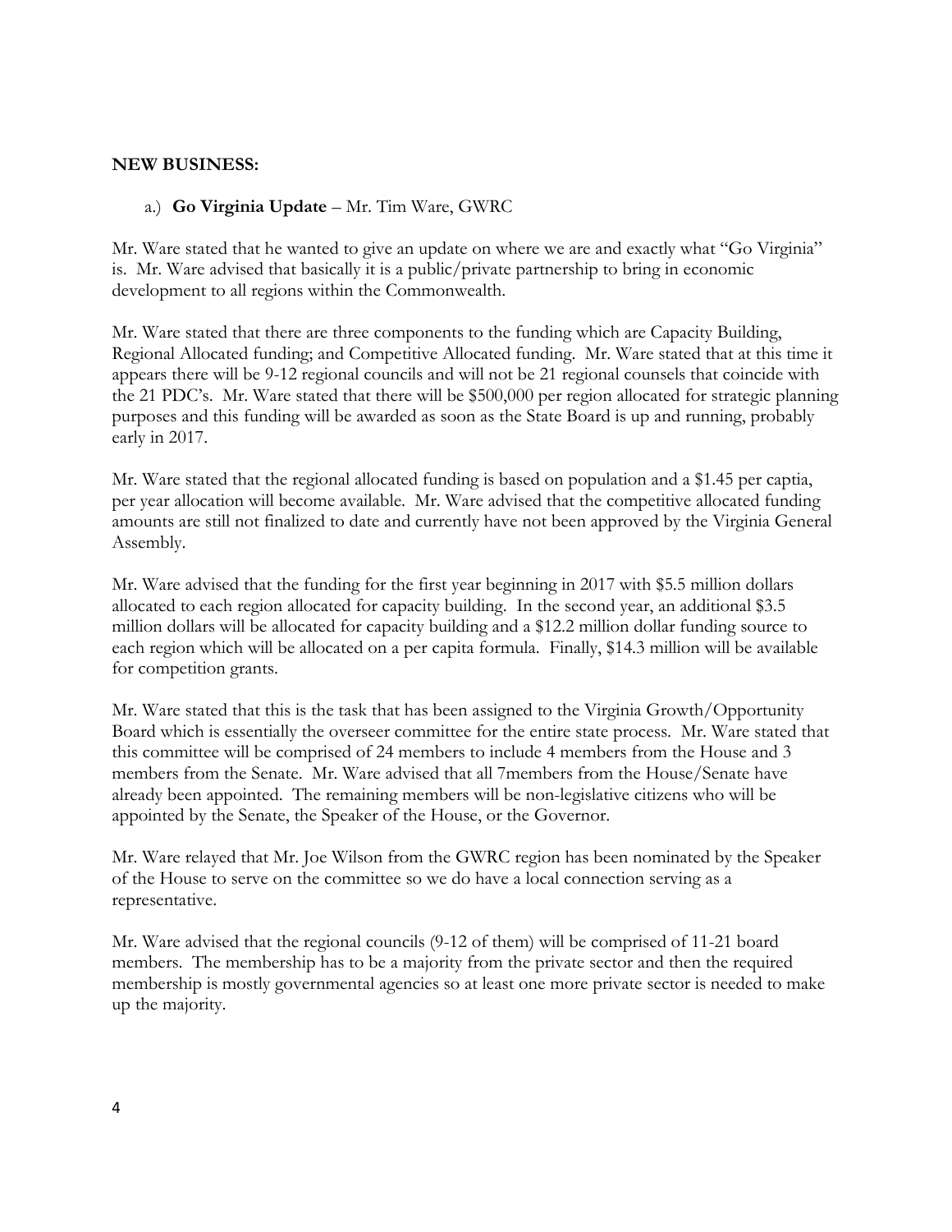**NEW BUSINESS:**

a.) **Go Virginia Update** – Mr. Tim Ware, GWRC

Mr. Ware stated that he wanted to give an update on where we are and exactly what "Go Virginia" is. Mr. Ware advised that basically it is a public/private partnership to bring in economic development to all regions within the Commonwealth.

Mr. Ware stated that there are three components to the funding which are Capacity Building, Regional Allocated funding; and Competitive Allocated funding. Mr. Ware stated that at this time it appears there will be 9-12 regional councils and will not be 21 regional counsels that coincide with the 21 PDC's. Mr. Ware stated that there will be $500,000 per region allocated for strategic planning purposes and this funding will be awarded as soon as the State Board is up and running, probably early in 2017.

Mr. Ware stated that the regional allocated funding is based on population and a $1.45 per captia, per year allocation will become available. Mr. Ware advised that the competitive allocated funding amounts are still not finalized to date and currently have not been approved by the Virginia General Assembly.

Mr. Ware advised that the funding for the first year beginning in 2017 with $5.5 million dollars allocated to each region allocated for capacity building. In the second year, an additional $3.5 million dollars will be allocated for capacity building and a $12.2 million dollar funding source to each region which will be allocated on a per capita formula. Finally, $14.3 million will be available for competition grants.

Mr. Ware stated that this is the task that has been assigned to the Virginia Growth/Opportunity Board which is essentially the overseer committee for the entire state process. Mr. Ware stated that this committee will be comprised of 24 members to include 4 members from the House and 3 members from the Senate. Mr. Ware advised that all 7members from the House/Senate have already been appointed. The remaining members will be non-legislative citizens who will be appointed by the Senate, the Speaker of the House, or the Governor.

Mr. Ware relayed that Mr. Joe Wilson from the GWRC region has been nominated by the Speaker of the House to serve on the committee so we do have a local connection serving as a representative.

Mr. Ware advised that the regional councils (9-12 of them) will be comprised of 11-21 board members. The membership has to be a majority from the private sector and then the required membership is mostly governmental agencies so at least one more private sector is needed to make up the majority.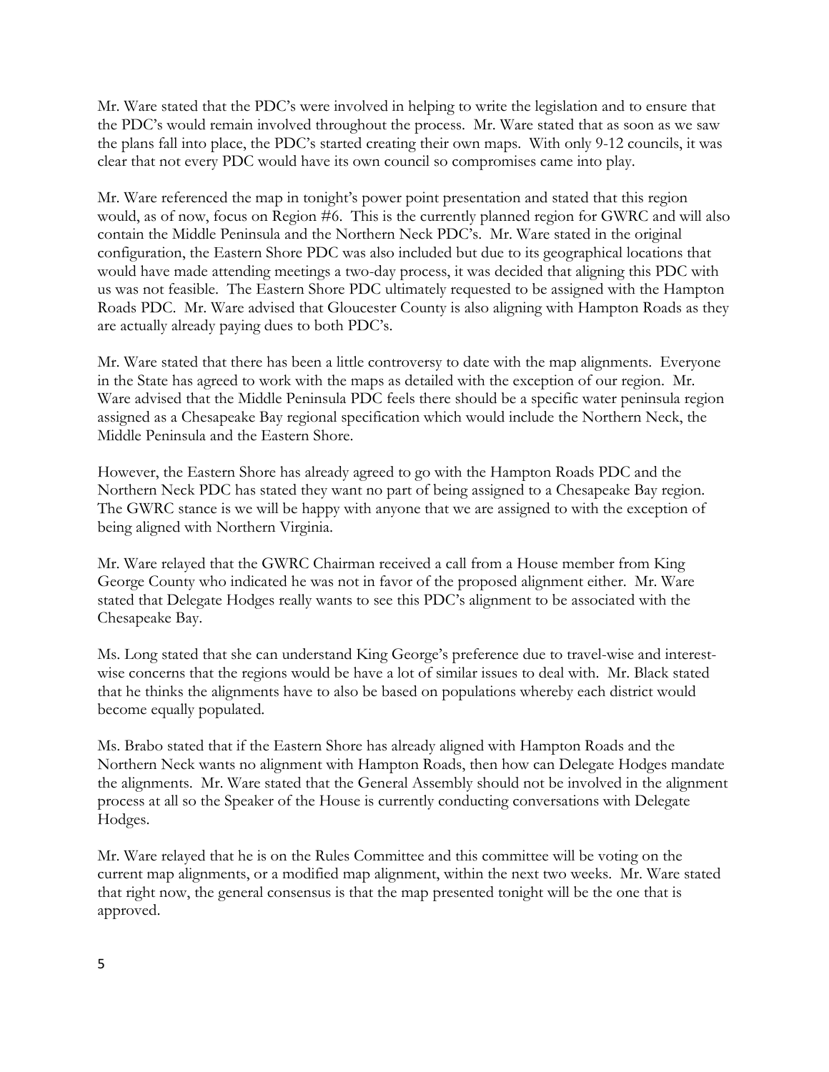Mr. Ware stated that the PDC's were involved in helping to write the legislation and to ensure that the PDC's would remain involved throughout the process. Mr. Ware stated that as soon as we saw the plans fall into place, the PDC's started creating their own maps. With only 9-12 councils, it was clear that not every PDC would have its own council so compromises came into play.

Mr. Ware referenced the map in tonight's power point presentation and stated that this region would, as of now, focus on Region #6. This is the currently planned region for GWRC and will also contain the Middle Peninsula and the Northern Neck PDC's. Mr. Ware stated in the original configuration, the Eastern Shore PDC was also included but due to its geographical locations that would have made attending meetings a two-day process, it was decided that aligning this PDC with us was not feasible. The Eastern Shore PDC ultimately requested to be assigned with the Hampton Roads PDC. Mr. Ware advised that Gloucester County is also aligning with Hampton Roads as they are actually already paying dues to both PDC's.

Mr. Ware stated that there has been a little controversy to date with the map alignments. Everyone in the State has agreed to work with the maps as detailed with the exception of our region. Mr. Ware advised that the Middle Peninsula PDC feels there should be a specific water peninsula region assigned as a Chesapeake Bay regional specification which would include the Northern Neck, the Middle Peninsula and the Eastern Shore.

However, the Eastern Shore has already agreed to go with the Hampton Roads PDC and the Northern Neck PDC has stated they want no part of being assigned to a Chesapeake Bay region. The GWRC stance is we will be happy with anyone that we are assigned to with the exception of being aligned with Northern Virginia.

Mr. Ware relayed that the GWRC Chairman received a call from a House member from King George County who indicated he was not in favor of the proposed alignment either. Mr. Ware stated that Delegate Hodges really wants to see this PDC's alignment to be associated with the Chesapeake Bay.

Ms. Long stated that she can understand King George's preference due to travel-wise and interest-wise concerns that the regions would be have a lot of similar issues to deal with. Mr. Black stated that he thinks the alignments have to also be based on populations whereby each district would become equally populated.

Ms. Brabo stated that if the Eastern Shore has already aligned with Hampton Roads and the Northern Neck wants no alignment with Hampton Roads, then how can Delegate Hodges mandate the alignments. Mr. Ware stated that the General Assembly should not be involved in the alignment process at all so the Speaker of the House is currently conducting conversations with Delegate Hodges.

Mr. Ware relayed that he is on the Rules Committee and this committee will be voting on the current map alignments, or a modified map alignment, within the next two weeks. Mr. Ware stated that right now, the general consensus is that the map presented tonight will be the one that is approved.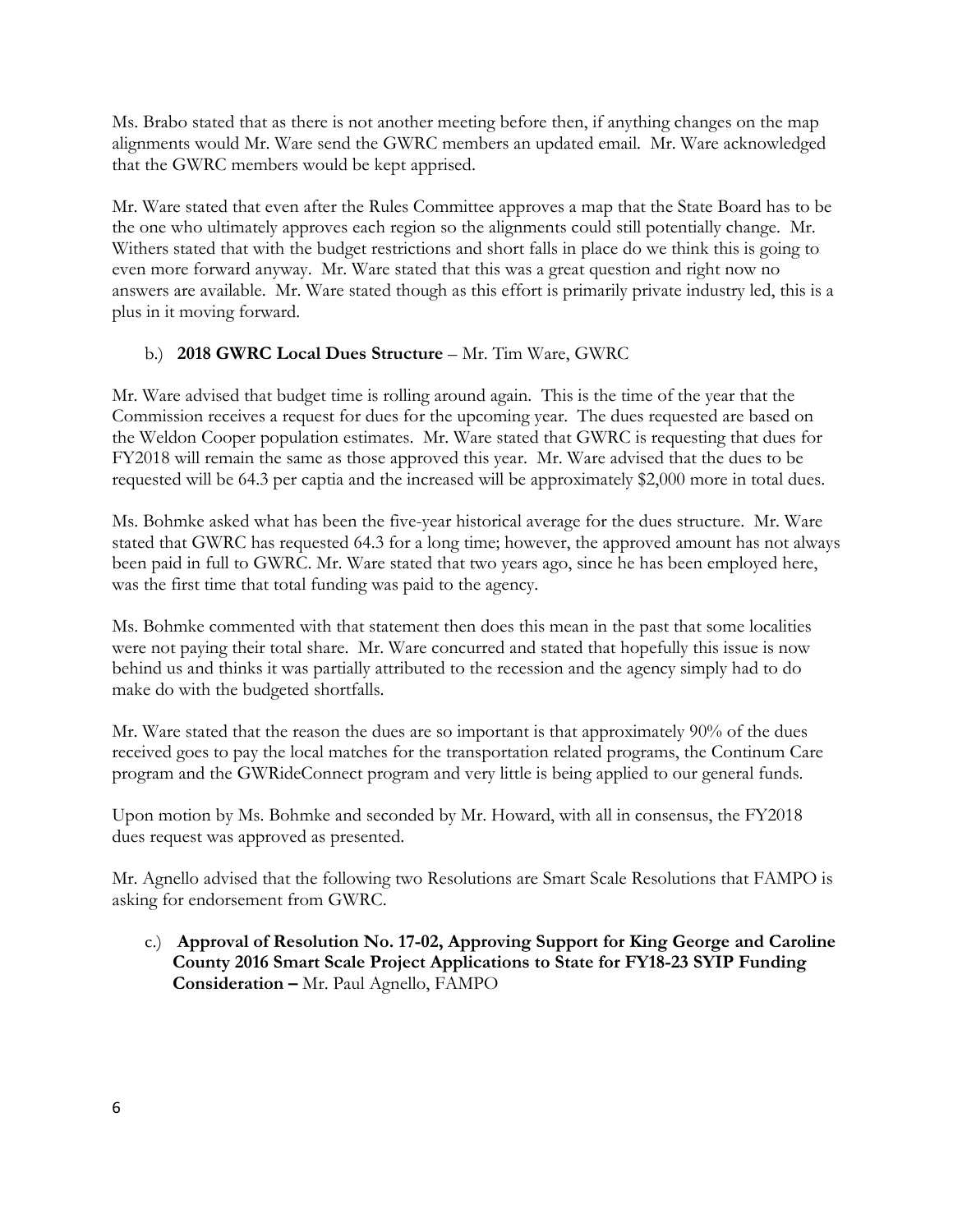Ms. Brabo stated that as there is not another meeting before then, if anything changes on the map alignments would Mr. Ware send the GWRC members an updated email. Mr. Ware acknowledged that the GWRC members would be kept apprised.

Mr. Ware stated that even after the Rules Committee approves a map that the State Board has to be the one who ultimately approves each region so the alignments could still potentially change. Mr. Withers stated that with the budget restrictions and short falls in place do we think this is going to even more forward anyway. Mr. Ware stated that this was a great question and right now no answers are available. Mr. Ware stated though as this effort is primarily private industry led, this is a plus in it moving forward.

b.) **2018 GWRC Local Dues Structure** – Mr. Tim Ware, GWRC

Mr. Ware advised that budget time is rolling around again. This is the time of the year that the Commission receives a request for dues for the upcoming year. The dues requested are based on the Weldon Cooper population estimates. Mr. Ware stated that GWRC is requesting that dues for FY2018 will remain the same as those approved this year. Mr. Ware advised that the dues to be requested will be 64.3 per captia and the increased will be approximately $2,000 more in total dues.

Ms. Bohmke asked what has been the five-year historical average for the dues structure. Mr. Ware stated that GWRC has requested 64.3 for a long time; however, the approved amount has not always been paid in full to GWRC. Mr. Ware stated that two years ago, since he has been employed here, was the first time that total funding was paid to the agency.

Ms. Bohmke commented with that statement then does this mean in the past that some localities were not paying their total share. Mr. Ware concurred and stated that hopefully this issue is now behind us and thinks it was partially attributed to the recession and the agency simply had to do make do with the budgeted shortfalls.

Mr. Ware stated that the reason the dues are so important is that approximately 90% of the dues received goes to pay the local matches for the transportation related programs, the Continum Care program and the GWRideConnect program and very little is being applied to our general funds.

Upon motion by Ms. Bohmke and seconded by Mr. Howard, with all in consensus, the FY2018 dues request was approved as presented.

Mr. Agnello advised that the following two Resolutions are Smart Scale Resolutions that FAMPO is asking for endorsement from GWRC.

c.) **Approval of Resolution No. 17-02, Approving Support for King George and Caroline County 2016 Smart Scale Project Applications to State for FY18-23 SYIP Funding Consideration –** Mr. Paul Agnello, FAMPO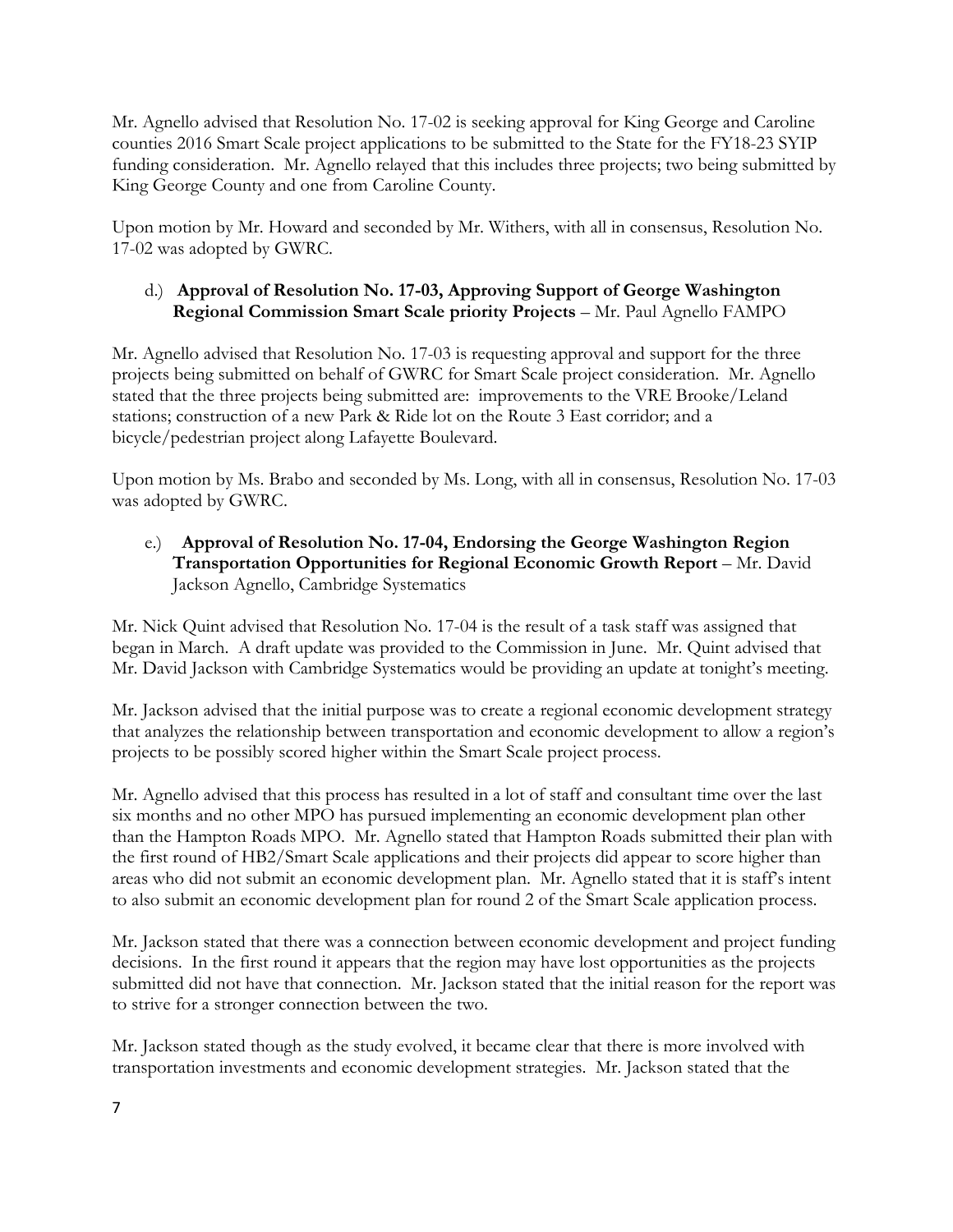Mr. Agnello advised that Resolution No. 17-02 is seeking approval for King George and Caroline counties 2016 Smart Scale project applications to be submitted to the State for the FY18-23 SYIP funding consideration. Mr. Agnello relayed that this includes three projects; two being submitted by King George County and one from Caroline County.

Upon motion by Mr. Howard and seconded by Mr. Withers, with all in consensus, Resolution No. 17-02 was adopted by GWRC.

d.) **Approval of Resolution No. 17-03, Approving Support of George Washington Regional Commission Smart Scale priority Projects** – Mr. Paul Agnello FAMPO

Mr. Agnello advised that Resolution No. 17-03 is requesting approval and support for the three projects being submitted on behalf of GWRC for Smart Scale project consideration. Mr. Agnello stated that the three projects being submitted are: improvements to the VRE Brooke/Leland stations; construction of a new Park & Ride lot on the Route 3 East corridor; and a bicycle/pedestrian project along Lafayette Boulevard.

Upon motion by Ms. Brabo and seconded by Ms. Long, with all in consensus, Resolution No. 17-03 was adopted by GWRC.

e.) **Approval of Resolution No. 17-04, Endorsing the George Washington Region Transportation Opportunities for Regional Economic Growth Report** – Mr. David Jackson Agnello, Cambridge Systematics

Mr. Nick Quint advised that Resolution No. 17-04 is the result of a task staff was assigned that began in March. A draft update was provided to the Commission in June. Mr. Quint advised that Mr. David Jackson with Cambridge Systematics would be providing an update at tonight's meeting.

Mr. Jackson advised that the initial purpose was to create a regional economic development strategy that analyzes the relationship between transportation and economic development to allow a region's projects to be possibly scored higher within the Smart Scale project process.

Mr. Agnello advised that this process has resulted in a lot of staff and consultant time over the last six months and no other MPO has pursued implementing an economic development plan other than the Hampton Roads MPO. Mr. Agnello stated that Hampton Roads submitted their plan with the first round of HB2/Smart Scale applications and their projects did appear to score higher than areas who did not submit an economic development plan. Mr. Agnello stated that it is staff's intent to also submit an economic development plan for round 2 of the Smart Scale application process.

Mr. Jackson stated that there was a connection between economic development and project funding decisions. In the first round it appears that the region may have lost opportunities as the projects submitted did not have that connection. Mr. Jackson stated that the initial reason for the report was to strive for a stronger connection between the two.

Mr. Jackson stated though as the study evolved, it became clear that there is more involved with transportation investments and economic development strategies. Mr. Jackson stated that the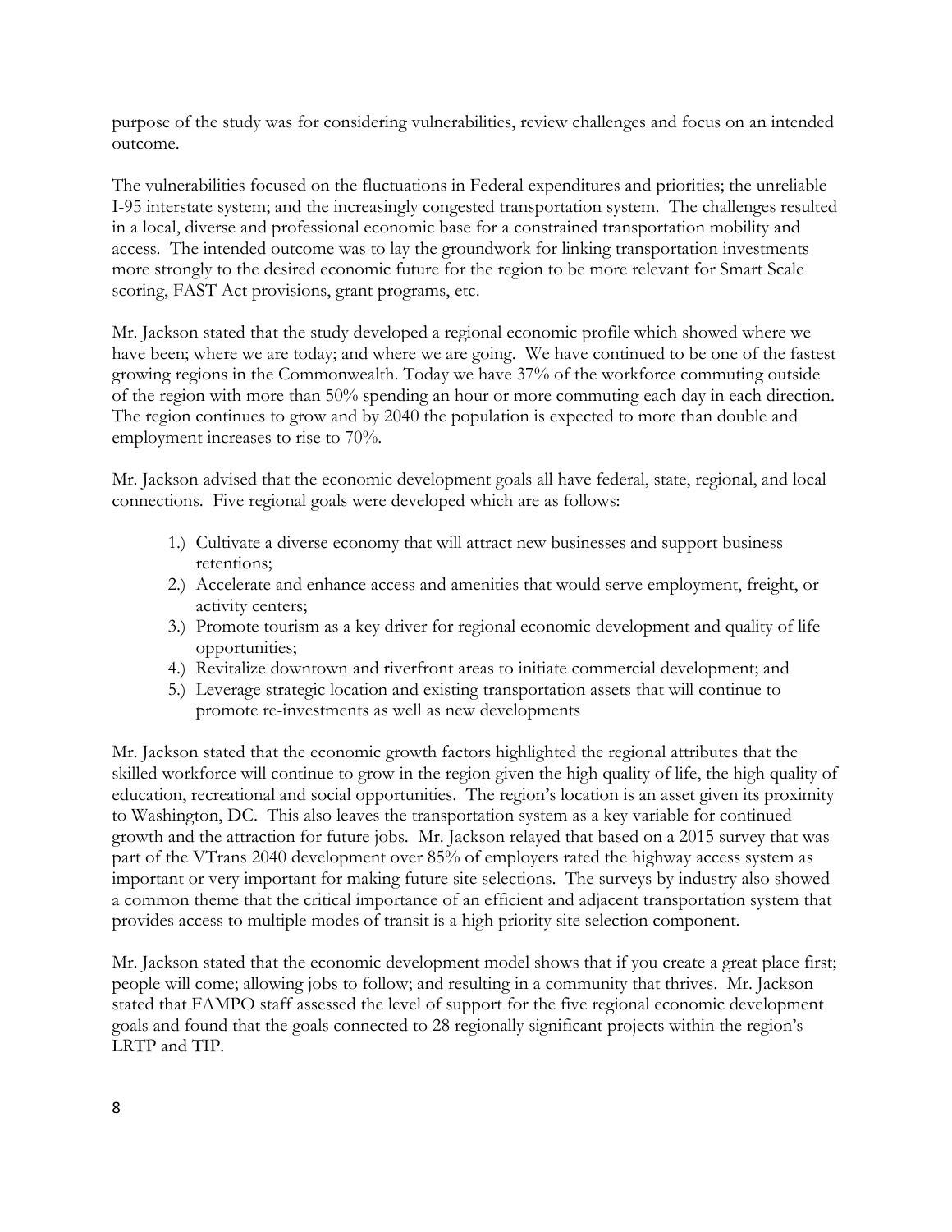purpose of the study was for considering vulnerabilities, review challenges and focus on an intended outcome.

The vulnerabilities focused on the fluctuations in Federal expenditures and priorities; the unreliable I-95 interstate system; and the increasingly congested transportation system. The challenges resulted in a local, diverse and professional economic base for a constrained transportation mobility and access. The intended outcome was to lay the groundwork for linking transportation investments more strongly to the desired economic future for the region to be more relevant for Smart Scale scoring, FAST Act provisions, grant programs, etc.

Mr. Jackson stated that the study developed a regional economic profile which showed where we have been; where we are today; and where we are going. We have continued to be one of the fastest growing regions in the Commonwealth. Today we have 37% of the workforce commuting outside of the region with more than 50% spending an hour or more commuting each day in each direction. The region continues to grow and by 2040 the population is expected to more than double and employment increases to rise to 70%.

Mr. Jackson advised that the economic development goals all have federal, state, regional, and local connections. Five regional goals were developed which are as follows:

1.) Cultivate a diverse economy that will attract new businesses and support business retentions;
2.) Accelerate and enhance access and amenities that would serve employment, freight, or activity centers;
3.) Promote tourism as a key driver for regional economic development and quality of life opportunities;
4.) Revitalize downtown and riverfront areas to initiate commercial development; and
5.) Leverage strategic location and existing transportation assets that will continue to promote re-investments as well as new developments

Mr. Jackson stated that the economic growth factors highlighted the regional attributes that the skilled workforce will continue to grow in the region given the high quality of life, the high quality of education, recreational and social opportunities. The region's location is an asset given its proximity to Washington, DC. This also leaves the transportation system as a key variable for continued growth and the attraction for future jobs. Mr. Jackson relayed that based on a 2015 survey that was part of the VTrans 2040 development over 85% of employers rated the highway access system as important or very important for making future site selections. The surveys by industry also showed a common theme that the critical importance of an efficient and adjacent transportation system that provides access to multiple modes of transit is a high priority site selection component.

Mr. Jackson stated that the economic development model shows that if you create a great place first; people will come; allowing jobs to follow; and resulting in a community that thrives. Mr. Jackson stated that FAMPO staff assessed the level of support for the five regional economic development goals and found that the goals connected to 28 regionally significant projects within the region's LRTP and TIP.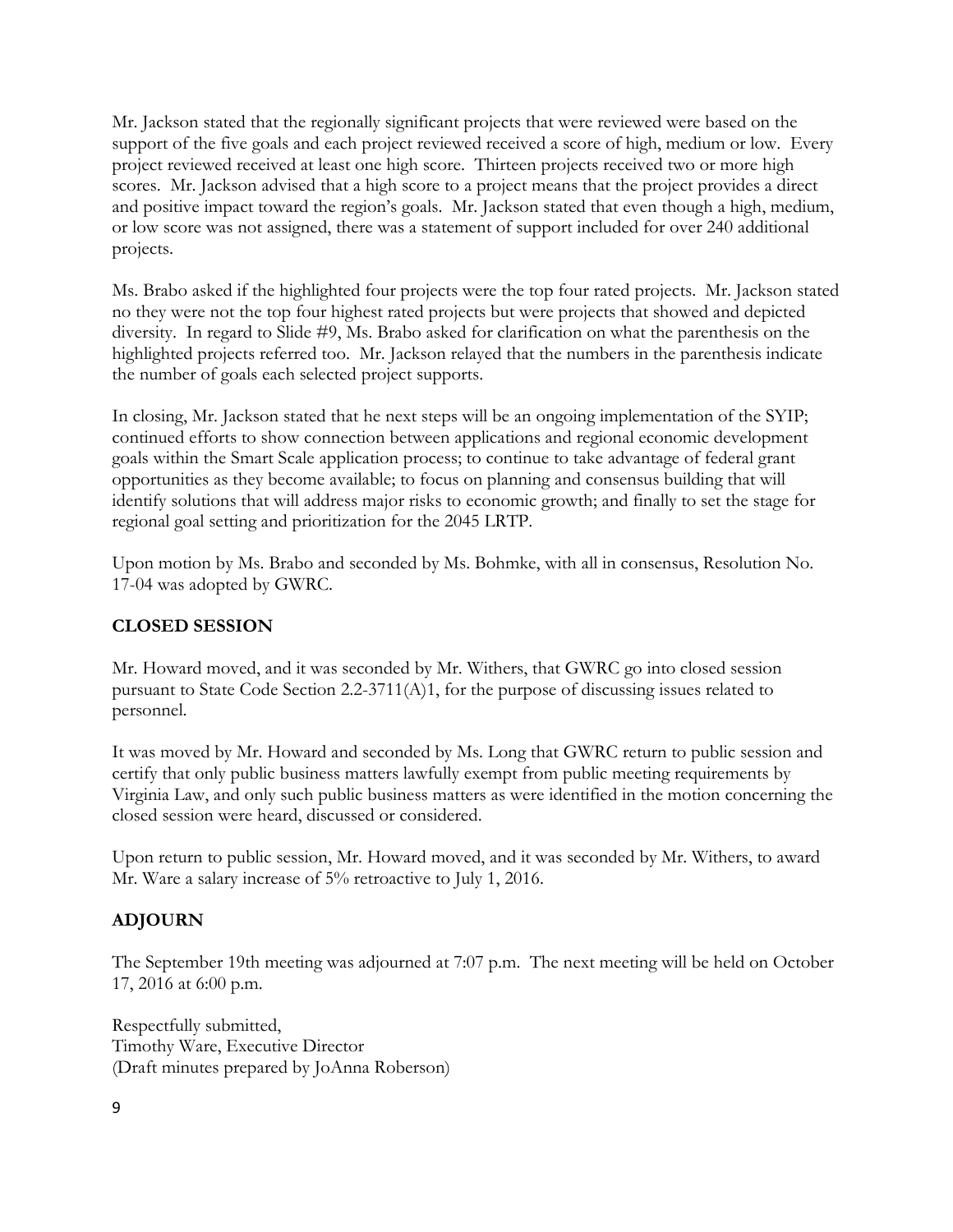Mr. Jackson stated that the regionally significant projects that were reviewed were based on the support of the five goals and each project reviewed received a score of high, medium or low. Every project reviewed received at least one high score. Thirteen projects received two or more high scores. Mr. Jackson advised that a high score to a project means that the project provides a direct and positive impact toward the region's goals. Mr. Jackson stated that even though a high, medium, or low score was not assigned, there was a statement of support included for over 240 additional projects.

Ms. Brabo asked if the highlighted four projects were the top four rated projects. Mr. Jackson stated no they were not the top four highest rated projects but were projects that showed and depicted diversity. In regard to Slide #9, Ms. Brabo asked for clarification on what the parenthesis on the highlighted projects referred too. Mr. Jackson relayed that the numbers in the parenthesis indicate the number of goals each selected project supports.

In closing, Mr. Jackson stated that he next steps will be an ongoing implementation of the SYIP; continued efforts to show connection between applications and regional economic development goals within the Smart Scale application process; to continue to take advantage of federal grant opportunities as they become available; to focus on planning and consensus building that will identify solutions that will address major risks to economic growth; and finally to set the stage for regional goal setting and prioritization for the 2045 LRTP.

Upon motion by Ms. Brabo and seconded by Ms. Bohmke, with all in consensus, Resolution No. 17-04 was adopted by GWRC.

## CLOSED SESSION

Mr. Howard moved, and it was seconded by Mr. Withers, that GWRC go into closed session pursuant to State Code Section 2.2-3711(A)1, for the purpose of discussing issues related to personnel.

It was moved by Mr. Howard and seconded by Ms. Long that GWRC return to public session and certify that only public business matters lawfully exempt from public meeting requirements by Virginia Law, and only such public business matters as were identified in the motion concerning the closed session were heard, discussed or considered.

Upon return to public session, Mr. Howard moved, and it was seconded by Mr. Withers, to award Mr. Ware a salary increase of 5% retroactive to July 1, 2016.

## ADJOURN

The September 19th meeting was adjourned at 7:07 p.m. The next meeting will be held on October 17, 2016 at 6:00 p.m.

Respectfully submitted,
Timothy Ware, Executive Director
(Draft minutes prepared by JoAnna Roberson)